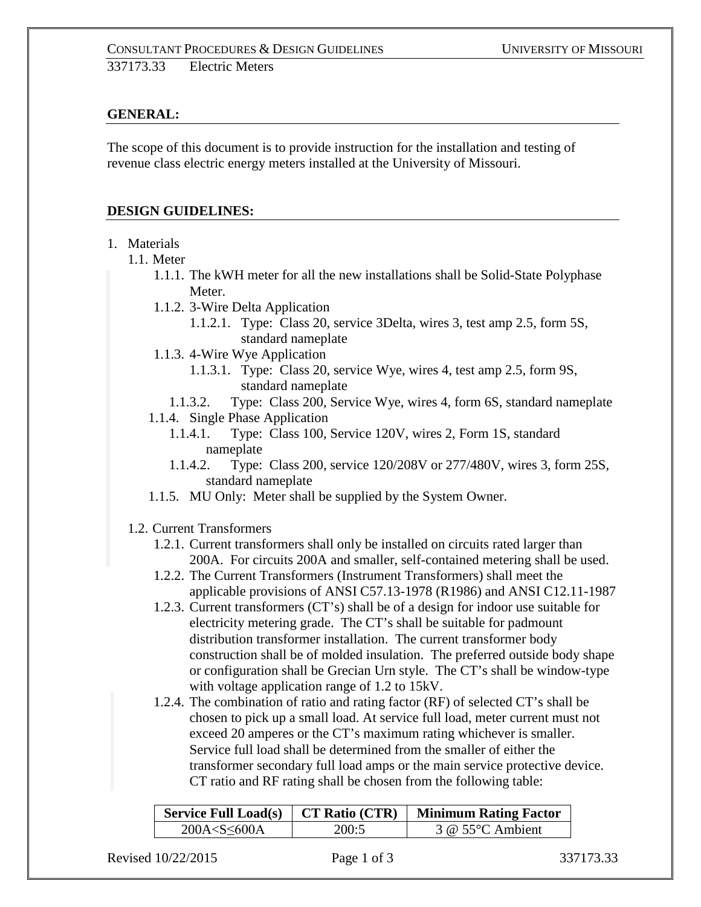337173.33 Electric Meters

## GENERAL:

The scope of this document is to provide instruction for the installation and testing of revenue class electric energy meters installed at the University of Missouri.

## DESIGN GUIDELINES:

1. Materials
   - 1.1. Meter
     - 1.1.1. The kWH meter for all the new installations shall be Solid-State Polyphase Meter.
     - 1.1.2. 3-Wire Delta Application
       - 1.1.2.1. Type: Class 20, service 3Delta, wires 3, test amp 2.5, form 5S, standard nameplate
     - 1.1.3. 4-Wire Wye Application
       - 1.1.3.1. Type: Class 20, service Wye, wires 4, test amp 2.5, form 9S, standard nameplate
       - 1.1.3.2. Type: Class 200, Service Wye, wires 4, form 6S, standard nameplate
     - 1.1.4. Single Phase Application
       - 1.1.4.1. Type: Class 100, Service 120V, wires 2, Form 1S, standard nameplate
       - 1.1.4.2. Type: Class 200, service 120/208V or 277/480V, wires 3, form 25S, standard nameplate
     - 1.1.5. MU Only: Meter shall be supplied by the System Owner.
   - 1.2. Current Transformers
     - 1.2.1. Current transformers shall only be installed on circuits rated larger than 200A. For circuits 200A and smaller, self-contained metering shall be used.
     - 1.2.2. The Current Transformers (Instrument Transformers) shall meet the applicable provisions of ANSI C57.13-1978 (R1986) and ANSI C12.11-1987
     - 1.2.3. Current transformers (CT's) shall be of a design for indoor use suitable for electricity metering grade. The CT's shall be suitable for padmount distribution transformer installation. The current transformer body construction shall be of molded insulation. The preferred outside body shape or configuration shall be Grecian Urn style. The CT's shall be window-type with voltage application range of 1.2 to 15kV.
     - 1.2.4. The combination of ratio and rating factor (RF) of selected CT's shall be chosen to pick up a small load. At service full load, meter current must not exceed 20 amperes or the CT's maximum rating whichever is smaller. Service full load shall be determined from the smaller of either the transformer secondary full load amps or the main service protective device. CT ratio and RF rating shall be chosen from the following table:

| Service Full Load(s) | CT Ratio (CTR) | Minimum Rating Factor |
|---|---|---|
| 200A<S≤600A | 200:5 | 3 @ 55°C Ambient |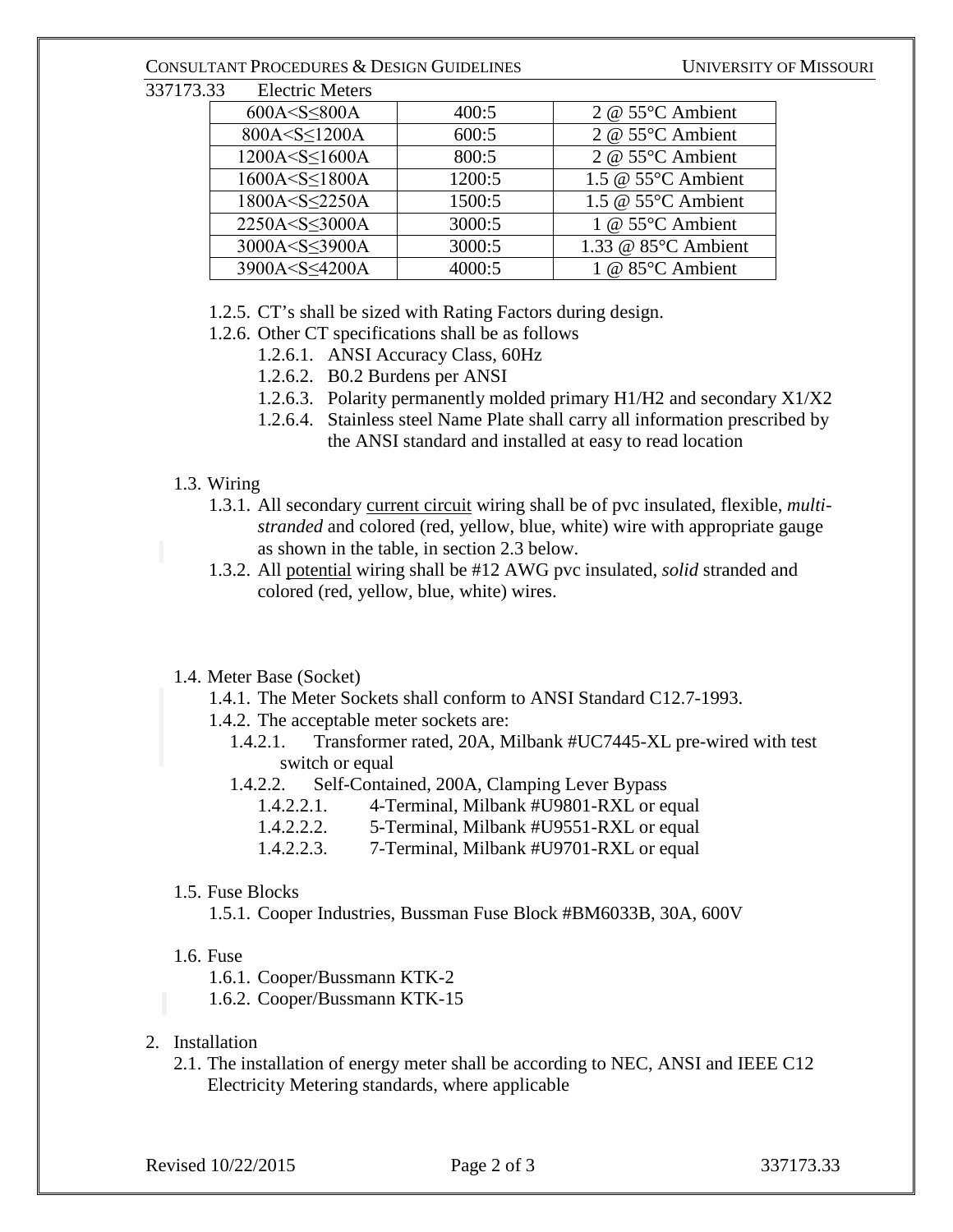| 600A<S≤800A | 400:5 | 2 @ 55°C Ambient |
|---|---|---|
| 800A<S≤1200A | 600:5 | 2 @ 55°C Ambient |
| 1200A<S≤1600A | 800:5 | 2 @ 55°C Ambient |
| 1600A<S≤1800A | 1200:5 | 1.5 @ 55°C Ambient |
| 1800A<S≤2250A | 1500:5 | 1.5 @ 55°C Ambient |
| 2250A<S≤3000A | 3000:5 | 1 @ 55°C Ambient |
| 3000A<S≤3900A | 3000:5 | 1.33 @ 85°C Ambient |
| 3900A<S≤4200A | 4000:5 | 1 @ 85°C Ambient |

1.2.5. CT's shall be sized with Rating Factors during design.

1.2.6. Other CT specifications shall be as follows

- 1.2.6.1. ANSI Accuracy Class, 60Hz
- 1.2.6.2. B0.2 Burdens per ANSI
- 1.2.6.3. Polarity permanently molded primary H1/H2 and secondary X1/X2
- 1.2.6.4. Stainless steel Name Plate shall carry all information prescribed by the ANSI standard and installed at easy to read location

1.3. Wiring

1.3.1. All secondary current circuit wiring shall be of pvc insulated, flexible, *multi-stranded* and colored (red, yellow, blue, white) wire with appropriate gauge as shown in the table, in section 2.3 below.

1.3.2. All potential wiring shall be #12 AWG pvc insulated, *solid* stranded and colored (red, yellow, blue, white) wires.

1.4. Meter Base (Socket)

1.4.1. The Meter Sockets shall conform to ANSI Standard C12.7-1993.

1.4.2. The acceptable meter sockets are:

- 1.4.2.1. Transformer rated, 20A, Milbank #UC7445-XL pre-wired with test switch or equal
- 1.4.2.2. Self-Contained, 200A, Clamping Lever Bypass
  - 1.4.2.2.1. 4-Terminal, Milbank #U9801-RXL or equal
  - 1.4.2.2.2. 5-Terminal, Milbank #U9551-RXL or equal
  - 1.4.2.2.3. 7-Terminal, Milbank #U9701-RXL or equal

1.5. Fuse Blocks

1.5.1. Cooper Industries, Bussman Fuse Block #BM6033B, 30A, 600V

1.6. Fuse

1.6.1. Cooper/Bussmann KTK-2

1.6.2. Cooper/Bussmann KTK-15

2. Installation

2.1. The installation of energy meter shall be according to NEC, ANSI and IEEE C12 Electricity Metering standards, where applicable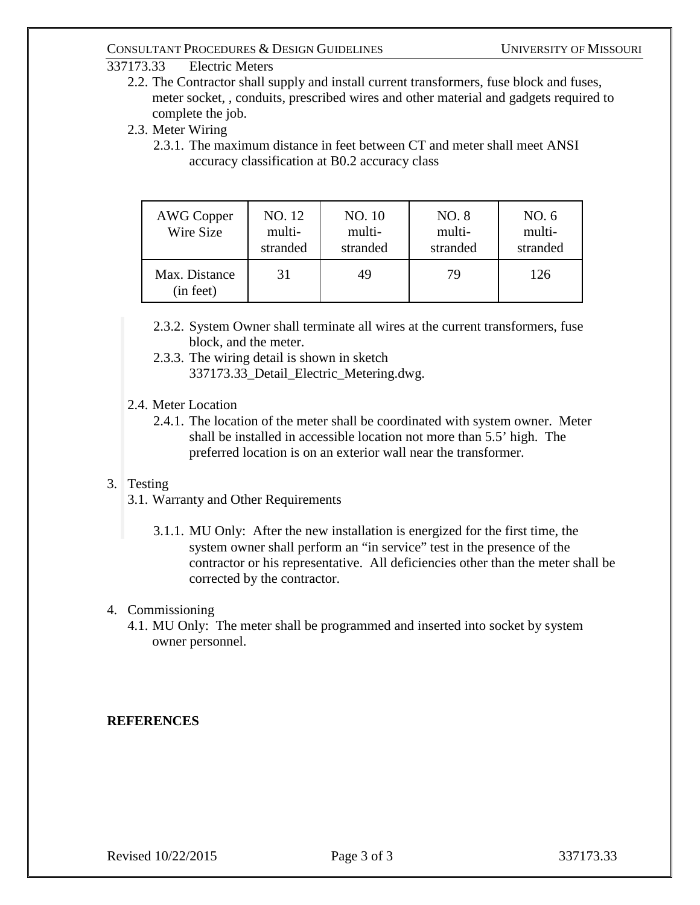337173.33 Electric Meters

2.2. The Contractor shall supply and install current transformers, fuse block and fuses, meter socket, , conduits, prescribed wires and other material and gadgets required to complete the job.

2.3. Meter Wiring

2.3.1. The maximum distance in feet between CT and meter shall meet ANSI accuracy classification at B0.2 accuracy class

| AWG Copper Wire Size | NO. 12 multi-stranded | NO. 10 multi-stranded | NO. 8 multi-stranded | NO. 6 multi-stranded |
|---|---|---|---|---|
| Max. Distance (in feet) | 31 | 49 | 79 | 126 |

2.3.2. System Owner shall terminate all wires at the current transformers, fuse block, and the meter.

2.3.3. The wiring detail is shown in sketch 337173.33_Detail_Electric_Metering.dwg.

2.4. Meter Location

2.4.1. The location of the meter shall be coordinated with system owner. Meter shall be installed in accessible location not more than 5.5' high. The preferred location is on an exterior wall near the transformer.

3. Testing

3.1. Warranty and Other Requirements

3.1.1. MU Only: After the new installation is energized for the first time, the system owner shall perform an "in service" test in the presence of the contractor or his representative. All deficiencies other than the meter shall be corrected by the contractor.

4. Commissioning

4.1. MU Only: The meter shall be programmed and inserted into socket by system owner personnel.

**REFERENCES**